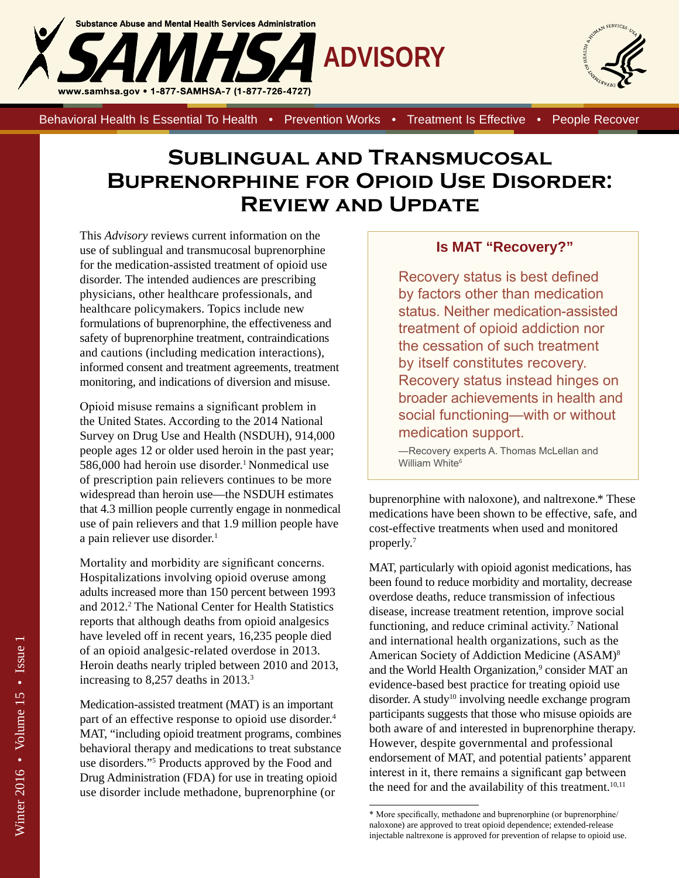# Sublingual and Transmucosal Buprenorphine for Opioid Use Disorder: Review and Update

This *Advisory* reviews current information on the use of sublingual and transmucosal buprenorphine for the medication-assisted treatment of opioid use disorder. The intended audiences are prescribing physicians, other healthcare professionals, and healthcare policymakers. Topics include new formulations of buprenorphine, the effectiveness and safety of buprenorphine treatment, contraindications and cautions (including medication interactions), informed consent and treatment agreements, treatment monitoring, and indications of diversion and misuse.

Opioid misuse remains a significant problem in the United States. According to the 2014 National Survey on Drug Use and Health (NSDUH), 914,000 people ages 12 or older used heroin in the past year; 586,000 had heroin use disorder.[1] Nonmedical use of prescription pain relievers continues to be more widespread than heroin use—the NSDUH estimates that 4.3 million people currently engage in nonmedical use of pain relievers and that 1.9 million people have a pain reliever use disorder.[1]

Mortality and morbidity are significant concerns. Hospitalizations involving opioid overuse among adults increased more than 150 percent between 1993 and 2012.[2] The National Center for Health Statistics reports that although deaths from opioid analgesics have leveled off in recent years, 16,235 people died of an opioid analgesic-related overdose in 2013. Heroin deaths nearly tripled between 2010 and 2013, increasing to 8,257 deaths in 2013.[3]

Medication-assisted treatment (MAT) is an important part of an effective response to opioid use disorder.[4] MAT, "including opioid treatment programs, combines behavioral therapy and medications to treat substance use disorders."[5] Products approved by the Food and Drug Administration (FDA) for use in treating opioid use disorder include methadone, buprenorphine (or buprenorphine with naloxone), and naltrexone.* These medications have been shown to be effective, safe, and cost-effective treatments when used and monitored properly.[7]

> **Is MAT "Recovery?"**
>
> Recovery status is best defined by factors other than medication status. Neither medication-assisted treatment of opioid addiction nor the cessation of such treatment by itself constitutes recovery. Recovery status instead hinges on broader achievements in health and social functioning—with or without medication support.
>
> —Recovery experts A. Thomas McLellan and William White[6]

MAT, particularly with opioid agonist medications, has been found to reduce morbidity and mortality, decrease overdose deaths, reduce transmission of infectious disease, increase treatment retention, improve social functioning, and reduce criminal activity.[7] National and international health organizations, such as the American Society of Addiction Medicine (ASAM)[8] and the World Health Organization,[9] consider MAT an evidence-based best practice for treating opioid use disorder. A study[10] involving needle exchange program participants suggests that those who misuse opioids are both aware of and interested in buprenorphine therapy. However, despite governmental and professional endorsement of MAT, and potential patients' apparent interest in it, there remains a significant gap between the need for and the availability of this treatment.[10,11]

* More specifically, methadone and buprenorphine (or buprenorphine/naloxone) are approved to treat opioid dependence; extended-release injectable naltrexone is approved for prevention of relapse to opioid use.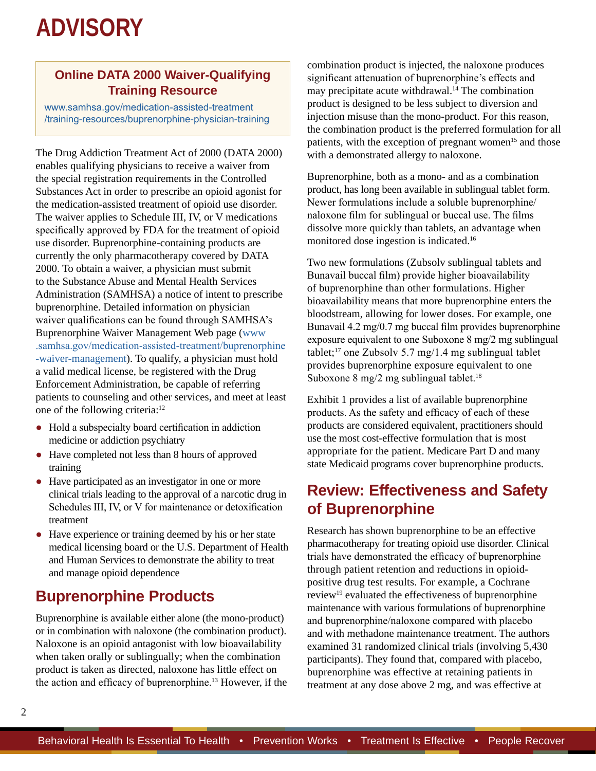# ADVISORY

### Online DATA 2000 Waiver-Qualifying Training Resource

www.samhsa.gov/medication-assisted-treatment/training-resources/buprenorphine-physician-training

The Drug Addiction Treatment Act of 2000 (DATA 2000) enables qualifying physicians to receive a waiver from the special registration requirements in the Controlled Substances Act in order to prescribe an opioid agonist for the medication-assisted treatment of opioid use disorder. The waiver applies to Schedule III, IV, or V medications specifically approved by FDA for the treatment of opioid use disorder. Buprenorphine-containing products are currently the only pharmacotherapy covered by DATA 2000. To obtain a waiver, a physician must submit to the Substance Abuse and Mental Health Services Administration (SAMHSA) a notice of intent to prescribe buprenorphine. Detailed information on physician waiver qualifications can be found through SAMHSA's Buprenorphine Waiver Management Web page (www.samhsa.gov/medication-assisted-treatment/buprenorphine-waiver-management). To qualify, a physician must hold a valid medical license, be registered with the Drug Enforcement Administration, be capable of referring patients to counseling and other services, and meet at least one of the following criteria:[12]

- Hold a subspecialty board certification in addiction medicine or addiction psychiatry
- Have completed not less than 8 hours of approved training
- Have participated as an investigator in one or more clinical trials leading to the approval of a narcotic drug in Schedules III, IV, or V for maintenance or detoxification treatment
- Have experience or training deemed by his or her state medical licensing board or the U.S. Department of Health and Human Services to demonstrate the ability to treat and manage opioid dependence

## Buprenorphine Products

Buprenorphine is available either alone (the mono-product) or in combination with naloxone (the combination product). Naloxone is an opioid antagonist with low bioavailability when taken orally or sublingually; when the combination product is taken as directed, naloxone has little effect on the action and efficacy of buprenorphine.[13] However, if the combination product is injected, the naloxone produces significant attenuation of buprenorphine's effects and may precipitate acute withdrawal.[14] The combination product is designed to be less subject to diversion and injection misuse than the mono-product. For this reason, the combination product is the preferred formulation for all patients, with the exception of pregnant women[15] and those with a demonstrated allergy to naloxone.

Buprenorphine, both as a mono- and as a combination product, has long been available in sublingual tablet form. Newer formulations include a soluble buprenorphine/naloxone film for sublingual or buccal use. The films dissolve more quickly than tablets, an advantage when monitored dose ingestion is indicated.[16]

Two new formulations (Zubsolv sublingual tablets and Bunavail buccal film) provide higher bioavailability of buprenorphine than other formulations. Higher bioavailability means that more buprenorphine enters the bloodstream, allowing for lower doses. For example, one Bunavail 4.2 mg/0.7 mg buccal film provides buprenorphine exposure equivalent to one Suboxone 8 mg/2 mg sublingual tablet;[17] one Zubsolv 5.7 mg/1.4 mg sublingual tablet provides buprenorphine exposure equivalent to one Suboxone 8 mg/2 mg sublingual tablet.[18]

Exhibit 1 provides a list of available buprenorphine products. As the safety and efficacy of each of these products are considered equivalent, practitioners should use the most cost-effective formulation that is most appropriate for the patient. Medicare Part D and many state Medicaid programs cover buprenorphine products.

## Review: Effectiveness and Safety of Buprenorphine

Research has shown buprenorphine to be an effective pharmacotherapy for treating opioid use disorder. Clinical trials have demonstrated the efficacy of buprenorphine through patient retention and reductions in opioid-positive drug test results. For example, a Cochrane review[19] evaluated the effectiveness of buprenorphine maintenance with various formulations of buprenorphine and buprenorphine/naloxone compared with placebo and with methadone maintenance treatment. The authors examined 31 randomized clinical trials (involving 5,430 participants). They found that, compared with placebo, buprenorphine was effective at retaining patients in treatment at any dose above 2 mg, and was effective at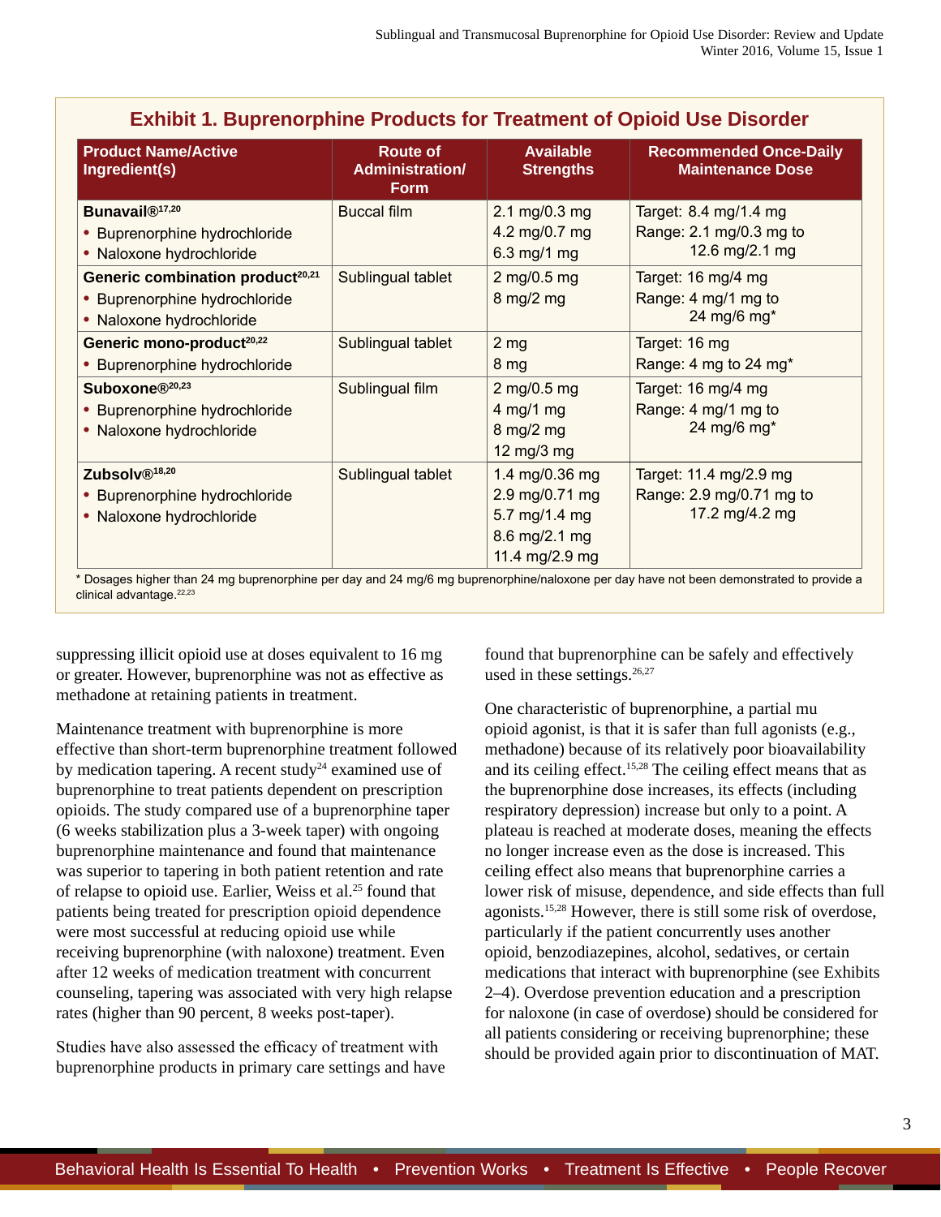## Exhibit 1. Buprenorphine Products for Treatment of Opioid Use Disorder

| Product Name/Active Ingredient(s) | Route of Administration/ Form | Available Strengths | Recommended Once-Daily Maintenance Dose |
|---|---|---|---|
| **Bunavail®**[17,20]<br>• Buprenorphine hydrochloride<br>• Naloxone hydrochloride | Buccal film | 2.1 mg/0.3 mg<br>4.2 mg/0.7 mg<br>6.3 mg/1 mg | Target: 8.4 mg/1.4 mg<br>Range: 2.1 mg/0.3 mg to 12.6 mg/2.1 mg |
| **Generic combination product**[20,21]<br>• Buprenorphine hydrochloride<br>• Naloxone hydrochloride | Sublingual tablet | 2 mg/0.5 mg<br>8 mg/2 mg | Target: 16 mg/4 mg<br>Range: 4 mg/1 mg to 24 mg/6 mg* |
| **Generic mono-product**[20,22]<br>• Buprenorphine hydrochloride | Sublingual tablet | 2 mg<br>8 mg | Target: 16 mg<br>Range: 4 mg to 24 mg* |
| **Suboxone®**[20,23]<br>• Buprenorphine hydrochloride<br>• Naloxone hydrochloride | Sublingual film | 2 mg/0.5 mg<br>4 mg/1 mg<br>8 mg/2 mg<br>12 mg/3 mg | Target: 16 mg/4 mg<br>Range: 4 mg/1 mg to 24 mg/6 mg* |
| **Zubsolv®**[18,20]<br>• Buprenorphine hydrochloride<br>• Naloxone hydrochloride | Sublingual tablet | 1.4 mg/0.36 mg<br>2.9 mg/0.71 mg<br>5.7 mg/1.4 mg<br>8.6 mg/2.1 mg<br>11.4 mg/2.9 mg | Target: 11.4 mg/2.9 mg<br>Range: 2.9 mg/0.71 mg to 17.2 mg/4.2 mg |

* Dosages higher than 24 mg buprenorphine per day and 24 mg/6 mg buprenorphine/naloxone per day have not been demonstrated to provide a clinical advantage.[22,23]

suppressing illicit opioid use at doses equivalent to 16 mg or greater. However, buprenorphine was not as effective as methadone at retaining patients in treatment.

Maintenance treatment with buprenorphine is more effective than short-term buprenorphine treatment followed by medication tapering. A recent study[24] examined use of buprenorphine to treat patients dependent on prescription opioids. The study compared use of a buprenorphine taper (6 weeks stabilization plus a 3-week taper) with ongoing buprenorphine maintenance and found that maintenance was superior to tapering in both patient retention and rate of relapse to opioid use. Earlier, Weiss et al.[25] found that patients being treated for prescription opioid dependence were most successful at reducing opioid use while receiving buprenorphine (with naloxone) treatment. Even after 12 weeks of medication treatment with concurrent counseling, tapering was associated with very high relapse rates (higher than 90 percent, 8 weeks post-taper).

Studies have also assessed the efficacy of treatment with buprenorphine products in primary care settings and have found that buprenorphine can be safely and effectively used in these settings.[26,27]

One characteristic of buprenorphine, a partial mu opioid agonist, is that it is safer than full agonists (e.g., methadone) because of its relatively poor bioavailability and its ceiling effect.[15,28] The ceiling effect means that as the buprenorphine dose increases, its effects (including respiratory depression) increase but only to a point. A plateau is reached at moderate doses, meaning the effects no longer increase even as the dose is increased. This ceiling effect also means that buprenorphine carries a lower risk of misuse, dependence, and side effects than full agonists.[15,28] However, there is still some risk of overdose, particularly if the patient concurrently uses another opioid, benzodiazepines, alcohol, sedatives, or certain medications that interact with buprenorphine (see Exhibits 2–4). Overdose prevention education and a prescription for naloxone (in case of overdose) should be considered for all patients considering or receiving buprenorphine; these should be provided again prior to discontinuation of MAT.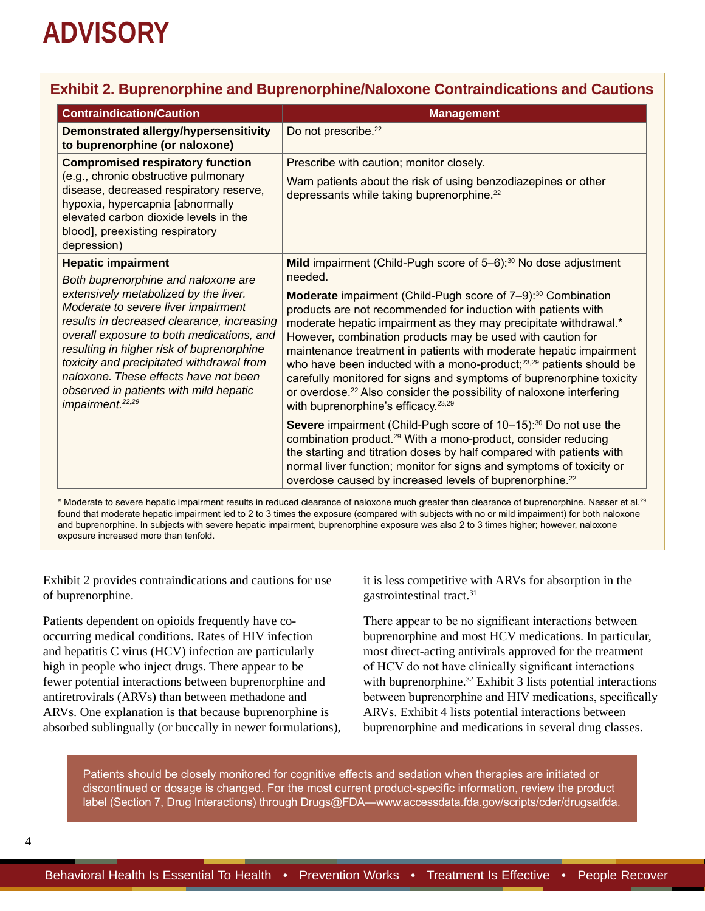## Exhibit 2. Buprenorphine and Buprenorphine/Naloxone Contraindications and Cautions

| Contraindication/Caution | Management |
|---|---|
| **Demonstrated allergy/hypersensitivity to buprenorphine (or naloxone)** | Do not prescribe.[22] |
| **Compromised respiratory function** (e.g., chronic obstructive pulmonary disease, decreased respiratory reserve, hypoxia, hypercapnia [abnormally elevated carbon dioxide levels in the blood], preexisting respiratory depression) | Prescribe with caution; monitor closely.<br><br>Warn patients about the risk of using benzodiazepines or other depressants while taking buprenorphine.[22] |
| **Hepatic impairment**<br><br>*Both buprenorphine and naloxone are extensively metabolized by the liver. Moderate to severe liver impairment results in decreased clearance, increasing overall exposure to both medications, and resulting in higher risk of buprenorphine toxicity and precipitated withdrawal from naloxone. These effects have not been observed in patients with mild hepatic impairment.*[22,29] | **Mild** impairment (Child-Pugh score of 5–6):[30] No dose adjustment needed.<br><br>**Moderate** impairment (Child-Pugh score of 7–9):[30] Combination products are not recommended for induction with patients with moderate hepatic impairment as they may precipitate withdrawal.* However, combination products may be used with caution for maintenance treatment in patients with moderate hepatic impairment who have been inducted with a mono-product;[23,29] patients should be carefully monitored for signs and symptoms of buprenorphine toxicity or overdose.[22] Also consider the possibility of naloxone interfering with buprenorphine's efficacy.[23,29]<br><br>**Severe** impairment (Child-Pugh score of 10–15):[30] Do not use the combination product.[29] With a mono-product, consider reducing the starting and titration doses by half compared with patients with normal liver function; monitor for signs and symptoms of toxicity or overdose caused by increased levels of buprenorphine.[22] |

* Moderate to severe hepatic impairment results in reduced clearance of naloxone much greater than clearance of buprenorphine. Nasser et al.[29] found that moderate hepatic impairment led to 2 to 3 times the exposure (compared with subjects with no or mild impairment) for both naloxone and buprenorphine. In subjects with severe hepatic impairment, buprenorphine exposure was also 2 to 3 times higher; however, naloxone exposure increased more than tenfold.

Exhibit 2 provides contraindications and cautions for use of buprenorphine.

Patients dependent on opioids frequently have co-occurring medical conditions. Rates of HIV infection and hepatitis C virus (HCV) infection are particularly high in people who inject drugs. There appear to be fewer potential interactions between buprenorphine and antiretrovirals (ARVs) than between methadone and ARVs. One explanation is that because buprenorphine is absorbed sublingually (or buccally in newer formulations), it is less competitive with ARVs for absorption in the gastrointestinal tract.[31]

There appear to be no significant interactions between buprenorphine and most HCV medications. In particular, most direct-acting antivirals approved for the treatment of HCV do not have clinically significant interactions with buprenorphine.[32] Exhibit 3 lists potential interactions between buprenorphine and HIV medications, specifically ARVs. Exhibit 4 lists potential interactions between buprenorphine and medications in several drug classes.

Patients should be closely monitored for cognitive effects and sedation when therapies are initiated or discontinued or dosage is changed. For the most current product-specific information, review the product label (Section 7, Drug Interactions) through Drugs@FDA—www.accessdata.fda.gov/scripts/cder/drugsatfda.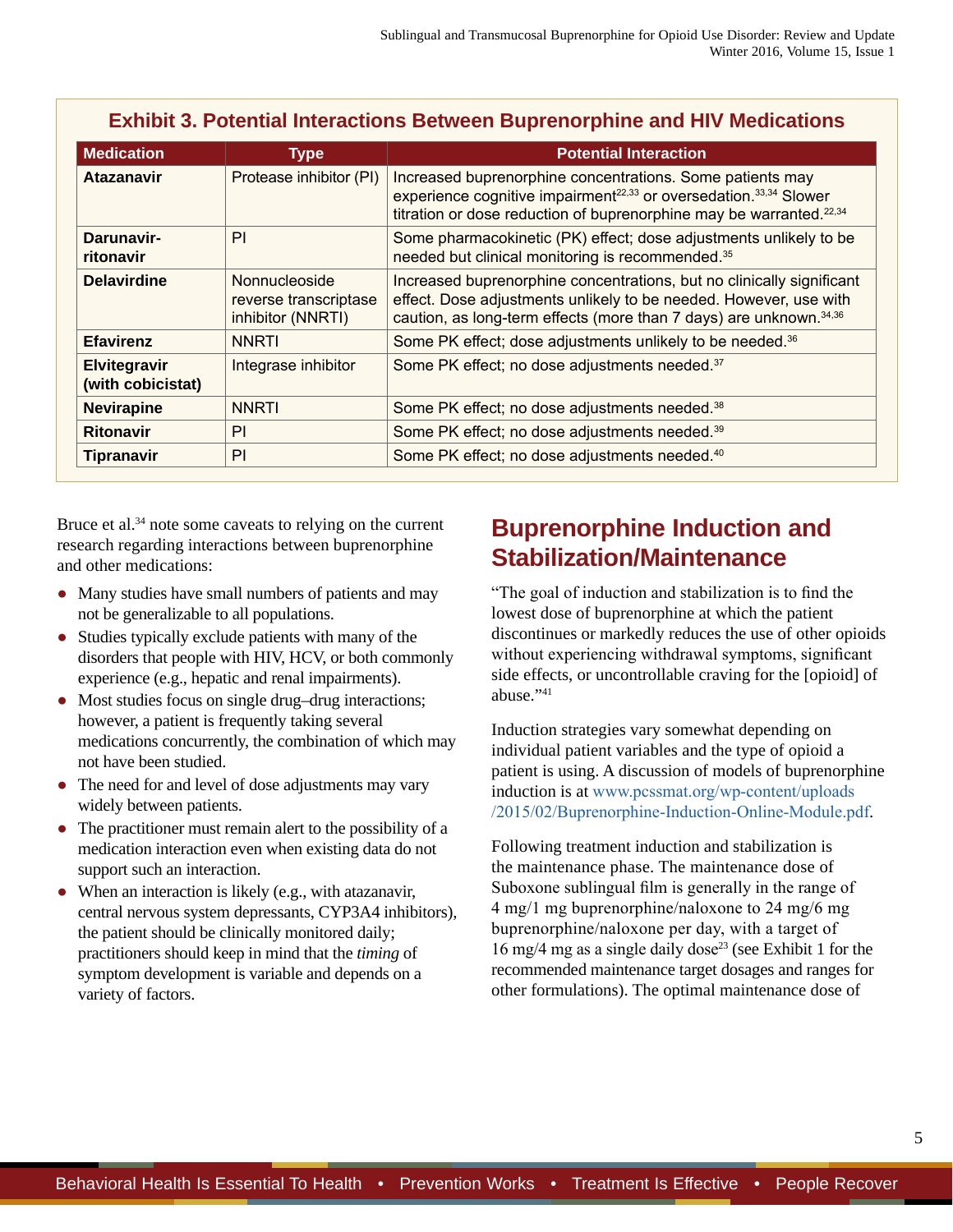**Exhibit 3. Potential Interactions Between Buprenorphine and HIV Medications**

| Medication | Type | Potential Interaction |
|---|---|---|
| **Atazanavir** | Protease inhibitor (PI) | Increased buprenorphine concentrations. Some patients may experience cognitive impairment[22,33] or oversedation.[33,34] Slower titration or dose reduction of buprenorphine may be warranted.[22,34] |
| **Darunavir-ritonavir** | PI | Some pharmacokinetic (PK) effect; dose adjustments unlikely to be needed but clinical monitoring is recommended.[35] |
| **Delavirdine** | Nonnucleoside reverse transcriptase inhibitor (NNRTI) | Increased buprenorphine concentrations, but no clinically significant effect. Dose adjustments unlikely to be needed. However, use with caution, as long-term effects (more than 7 days) are unknown.[34,36] |
| **Efavirenz** | NNRTI | Some PK effect; dose adjustments unlikely to be needed.[36] |
| **Elvitegravir (with cobicistat)** | Integrase inhibitor | Some PK effect; no dose adjustments needed.[37] |
| **Nevirapine** | NNRTI | Some PK effect; no dose adjustments needed.[38] |
| **Ritonavir** | PI | Some PK effect; no dose adjustments needed.[39] |
| **Tipranavir** | PI | Some PK effect; no dose adjustments needed.[40] |

Bruce et al.[34] note some caveats to relying on the current research regarding interactions between buprenorphine and other medications:

- Many studies have small numbers of patients and may not be generalizable to all populations.
- Studies typically exclude patients with many of the disorders that people with HIV, HCV, or both commonly experience (e.g., hepatic and renal impairments).
- Most studies focus on single drug–drug interactions; however, a patient is frequently taking several medications concurrently, the combination of which may not have been studied.
- The need for and level of dose adjustments may vary widely between patients.
- The practitioner must remain alert to the possibility of a medication interaction even when existing data do not support such an interaction.
- When an interaction is likely (e.g., with atazanavir, central nervous system depressants, CYP3A4 inhibitors), the patient should be clinically monitored daily; practitioners should keep in mind that the *timing* of symptom development is variable and depends on a variety of factors.

## Buprenorphine Induction and Stabilization/Maintenance

"The goal of induction and stabilization is to find the lowest dose of buprenorphine at which the patient discontinues or markedly reduces the use of other opioids without experiencing withdrawal symptoms, significant side effects, or uncontrollable craving for the [opioid] of abuse."[41]

Induction strategies vary somewhat depending on individual patient variables and the type of opioid a patient is using. A discussion of models of buprenorphine induction is at www.pcssmat.org/wp-content/uploads/2015/02/Buprenorphine-Induction-Online-Module.pdf.

Following treatment induction and stabilization is the maintenance phase. The maintenance dose of Suboxone sublingual film is generally in the range of 4 mg/1 mg buprenorphine/naloxone to 24 mg/6 mg buprenorphine/naloxone per day, with a target of 16 mg/4 mg as a single daily dose[23] (see Exhibit 1 for the recommended maintenance target dosages and ranges for other formulations). The optimal maintenance dose of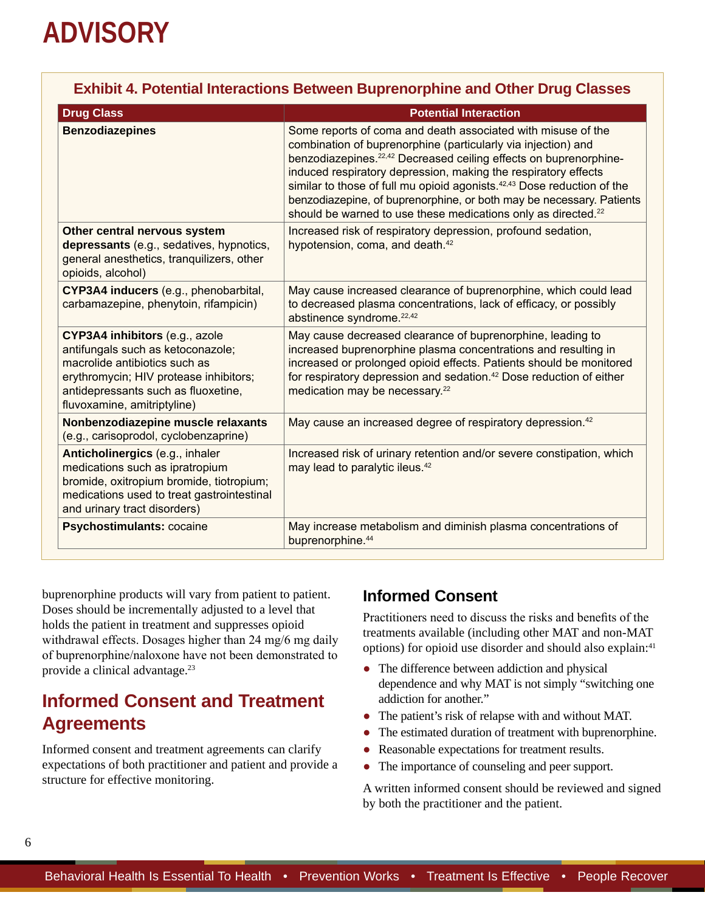### Exhibit 4. Potential Interactions Between Buprenorphine and Other Drug Classes

| Drug Class | Potential Interaction |
|---|---|
| **Benzodiazepines** | Some reports of coma and death associated with misuse of the combination of buprenorphine (particularly via injection) and benzodiazepines.[22,42] Decreased ceiling effects on buprenorphine-induced respiratory depression, making the respiratory effects similar to those of full mu opioid agonists.[42,43] Dose reduction of the benzodiazepine, of buprenorphine, or both may be necessary. Patients should be warned to use these medications only as directed.[22] |
| **Other central nervous system depressants** (e.g., sedatives, hypnotics, general anesthetics, tranquilizers, other opioids, alcohol) | Increased risk of respiratory depression, profound sedation, hypotension, coma, and death.[42] |
| **CYP3A4 inducers** (e.g., phenobarbital, carbamazepine, phenytoin, rifampicin) | May cause increased clearance of buprenorphine, which could lead to decreased plasma concentrations, lack of efficacy, or possibly abstinence syndrome.[22,42] |
| **CYP3A4 inhibitors** (e.g., azole antifungals such as ketoconazole; macrolide antibiotics such as erythromycin; HIV protease inhibitors; antidepressants such as fluoxetine, fluvoxamine, amitriptyline) | May cause decreased clearance of buprenorphine, leading to increased buprenorphine plasma concentrations and resulting in increased or prolonged opioid effects. Patients should be monitored for respiratory depression and sedation.[42] Dose reduction of either medication may be necessary.[22] |
| **Nonbenzodiazepine muscle relaxants** (e.g., carisoprodol, cyclobenzaprine) | May cause an increased degree of respiratory depression.[42] |
| **Anticholinergics** (e.g., inhaler medications such as ipratropium bromide, oxitropium bromide, tiotropium; medications used to treat gastrointestinal and urinary tract disorders) | Increased risk of urinary retention and/or severe constipation, which may lead to paralytic ileus.[42] |
| **Psychostimulants:** cocaine | May increase metabolism and diminish plasma concentrations of buprenorphine.[44] |

buprenorphine products will vary from patient to patient. Doses should be incrementally adjusted to a level that holds the patient in treatment and suppresses opioid withdrawal effects. Dosages higher than 24 mg/6 mg daily of buprenorphine/naloxone have not been demonstrated to provide a clinical advantage.[23]

## Informed Consent and Treatment Agreements

Informed consent and treatment agreements can clarify expectations of both practitioner and patient and provide a structure for effective monitoring.

### Informed Consent

Practitioners need to discuss the risks and benefits of the treatments available (including other MAT and non-MAT options) for opioid use disorder and should also explain:[41]

- The difference between addiction and physical dependence and why MAT is not simply "switching one addiction for another."
- The patient's risk of relapse with and without MAT.
- The estimated duration of treatment with buprenorphine.
- Reasonable expectations for treatment results.
- The importance of counseling and peer support.

A written informed consent should be reviewed and signed by both the practitioner and the patient.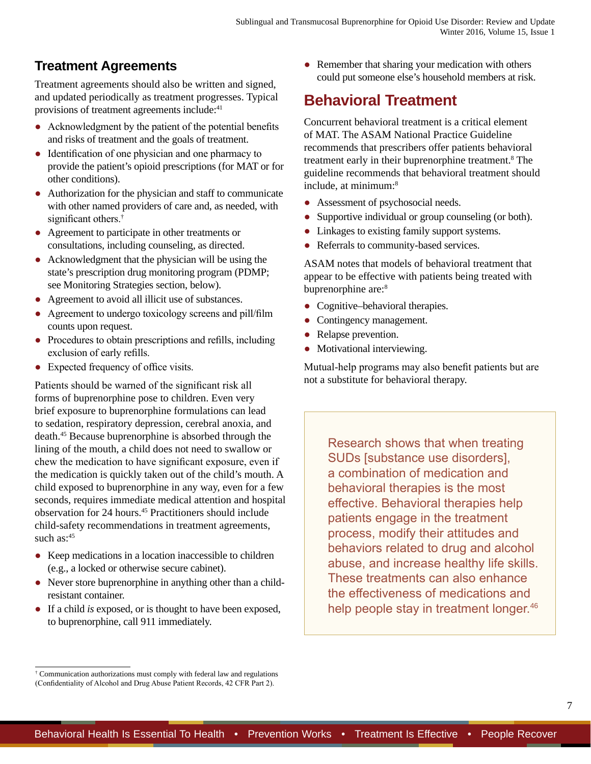## Treatment Agreements

Treatment agreements should also be written and signed, and updated periodically as treatment progresses. Typical provisions of treatment agreements include:[41]

- Acknowledgment by the patient of the potential benefits and risks of treatment and the goals of treatment.
- Identification of one physician and one pharmacy to provide the patient's opioid prescriptions (for MAT or for other conditions).
- Authorization for the physician and staff to communicate with other named providers of care and, as needed, with significant others.[†]
- Agreement to participate in other treatments or consultations, including counseling, as directed.
- Acknowledgment that the physician will be using the state's prescription drug monitoring program (PDMP; see Monitoring Strategies section, below).
- Agreement to avoid all illicit use of substances.
- Agreement to undergo toxicology screens and pill/film counts upon request.
- Procedures to obtain prescriptions and refills, including exclusion of early refills.
- Expected frequency of office visits.

Patients should be warned of the significant risk all forms of buprenorphine pose to children. Even very brief exposure to buprenorphine formulations can lead to sedation, respiratory depression, cerebral anoxia, and death.[45] Because buprenorphine is absorbed through the lining of the mouth, a child does not need to swallow or chew the medication to have significant exposure, even if the medication is quickly taken out of the child's mouth. A child exposed to buprenorphine in any way, even for a few seconds, requires immediate medical attention and hospital observation for 24 hours.[45] Practitioners should include child-safety recommendations in treatment agreements, such as:[45]

- Keep medications in a location inaccessible to children (e.g., a locked or otherwise secure cabinet).
- Never store buprenorphine in anything other than a child-resistant container.
- If a child *is* exposed, or is thought to have been exposed, to buprenorphine, call 911 immediately.
- Remember that sharing your medication with others could put someone else's household members at risk.

## Behavioral Treatment

Concurrent behavioral treatment is a critical element of MAT. The ASAM National Practice Guideline recommends that prescribers offer patients behavioral treatment early in their buprenorphine treatment.[8] The guideline recommends that behavioral treatment should include, at minimum:[8]

- Assessment of psychosocial needs.
- Supportive individual or group counseling (or both).
- Linkages to existing family support systems.
- Referrals to community-based services.

ASAM notes that models of behavioral treatment that appear to be effective with patients being treated with buprenorphine are:[8]

- Cognitive–behavioral therapies.
- Contingency management.
- Relapse prevention.
- Motivational interviewing.

Mutual-help programs may also benefit patients but are not a substitute for behavioral therapy.

> Research shows that when treating SUDs [substance use disorders], a combination of medication and behavioral therapies is the most effective. Behavioral therapies help patients engage in the treatment process, modify their attitudes and behaviors related to drug and alcohol abuse, and increase healthy life skills. These treatments can also enhance the effectiveness of medications and help people stay in treatment longer.[46]

[†] Communication authorizations must comply with federal law and regulations (Confidentiality of Alcohol and Drug Abuse Patient Records, 42 CFR Part 2).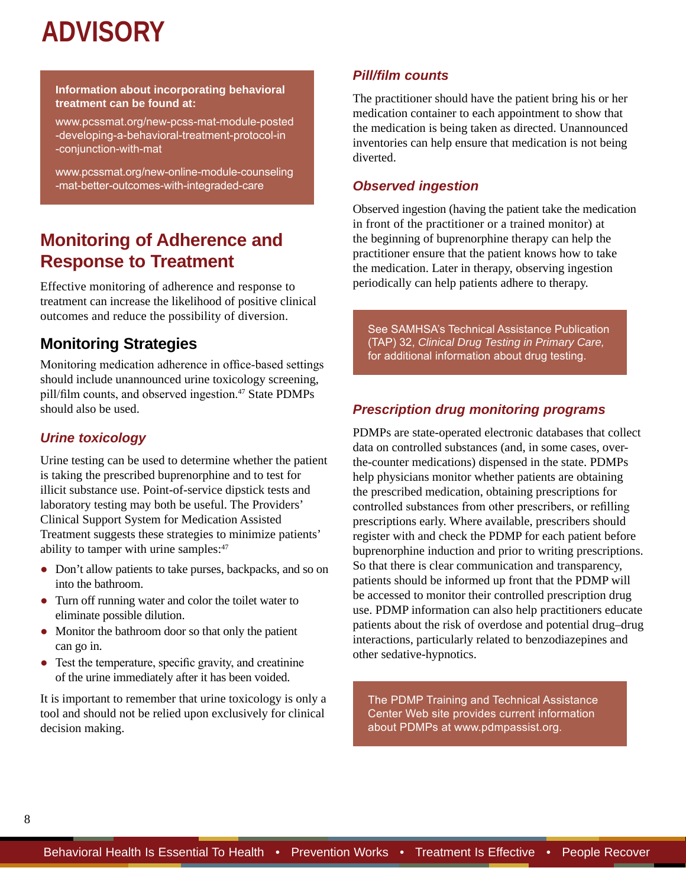**Information about incorporating behavioral treatment can be found at:**

www.pcssmat.org/new-pcss-mat-module-posted-developing-a-behavioral-treatment-protocol-in-conjunction-with-mat

www.pcssmat.org/new-online-module-counseling-mat-better-outcomes-with-integraded-care

## Monitoring of Adherence and Response to Treatment

Effective monitoring of adherence and response to treatment can increase the likelihood of positive clinical outcomes and reduce the possibility of diversion.

### Monitoring Strategies

Monitoring medication adherence in office-based settings should include unannounced urine toxicology screening, pill/film counts, and observed ingestion.[47] State PDMPs should also be used.

#### *Urine toxicology*

Urine testing can be used to determine whether the patient is taking the prescribed buprenorphine and to test for illicit substance use. Point-of-service dipstick tests and laboratory testing may both be useful. The Providers' Clinical Support System for Medication Assisted Treatment suggests these strategies to minimize patients' ability to tamper with urine samples:[47]

- Don't allow patients to take purses, backpacks, and so on into the bathroom.
- Turn off running water and color the toilet water to eliminate possible dilution.
- Monitor the bathroom door so that only the patient can go in.
- Test the temperature, specific gravity, and creatinine of the urine immediately after it has been voided.

It is important to remember that urine toxicology is only a tool and should not be relied upon exclusively for clinical decision making.

#### *Pill/film counts*

The practitioner should have the patient bring his or her medication container to each appointment to show that the medication is being taken as directed. Unannounced inventories can help ensure that medication is not being diverted.

#### *Observed ingestion*

Observed ingestion (having the patient take the medication in front of the practitioner or a trained monitor) at the beginning of buprenorphine therapy can help the practitioner ensure that the patient knows how to take the medication. Later in therapy, observing ingestion periodically can help patients adhere to therapy.

See SAMHSA's Technical Assistance Publication (TAP) 32, *Clinical Drug Testing in Primary Care,* for additional information about drug testing.

#### *Prescription drug monitoring programs*

PDMPs are state-operated electronic databases that collect data on controlled substances (and, in some cases, over-the-counter medications) dispensed in the state. PDMPs help physicians monitor whether patients are obtaining the prescribed medication, obtaining prescriptions for controlled substances from other prescribers, or refilling prescriptions early. Where available, prescribers should register with and check the PDMP for each patient before buprenorphine induction and prior to writing prescriptions. So that there is clear communication and transparency, patients should be informed up front that the PDMP will be accessed to monitor their controlled prescription drug use. PDMP information can also help practitioners educate patients about the risk of overdose and potential drug–drug interactions, particularly related to benzodiazepines and other sedative-hypnotics.

The PDMP Training and Technical Assistance Center Web site provides current information about PDMPs at www.pdmpassist.org.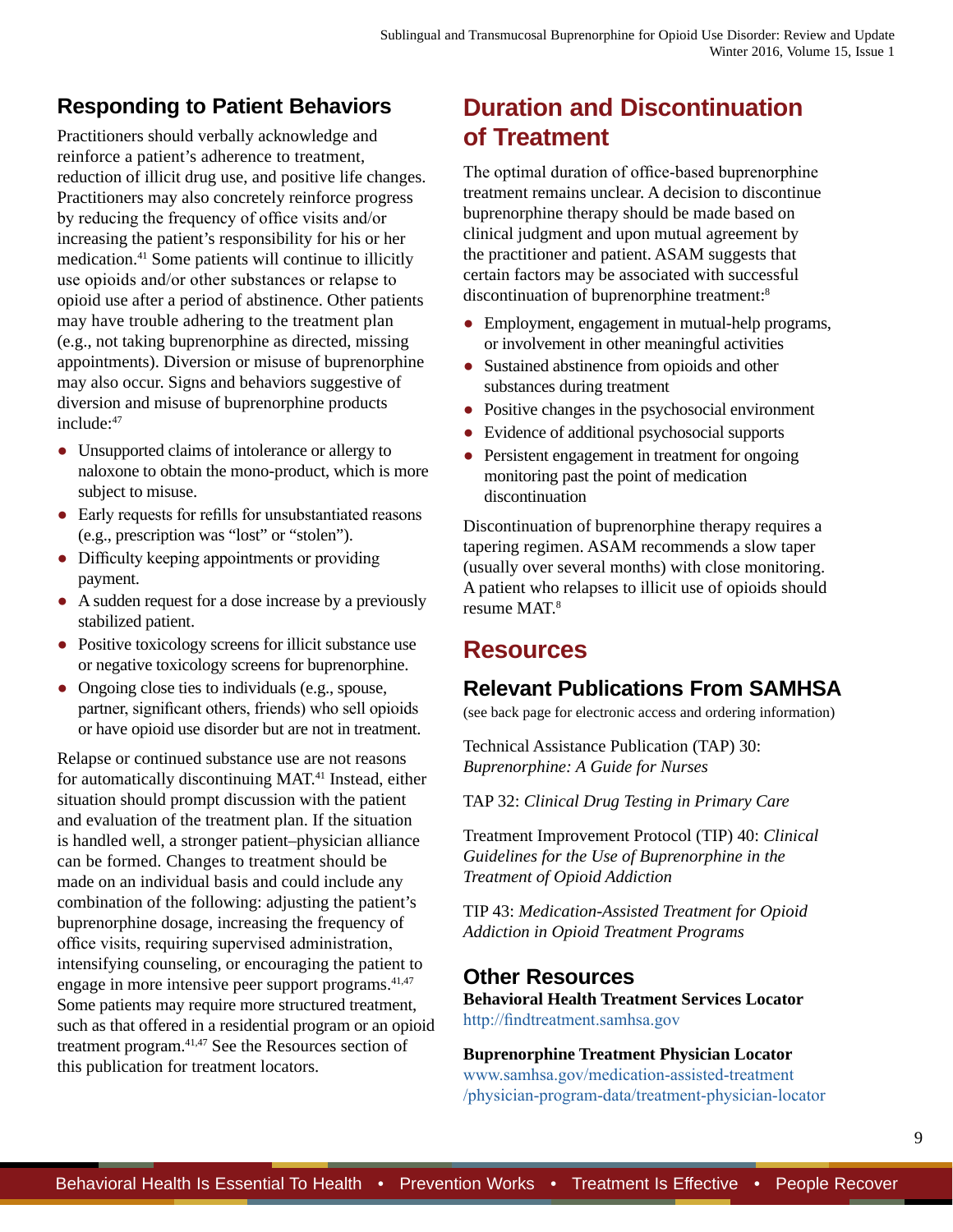## Responding to Patient Behaviors

Practitioners should verbally acknowledge and reinforce a patient's adherence to treatment, reduction of illicit drug use, and positive life changes. Practitioners may also concretely reinforce progress by reducing the frequency of office visits and/or increasing the patient's responsibility for his or her medication.[41] Some patients will continue to illicitly use opioids and/or other substances or relapse to opioid use after a period of abstinence. Other patients may have trouble adhering to the treatment plan (e.g., not taking buprenorphine as directed, missing appointments). Diversion or misuse of buprenorphine may also occur. Signs and behaviors suggestive of diversion and misuse of buprenorphine products include:[47]

- Unsupported claims of intolerance or allergy to naloxone to obtain the mono-product, which is more subject to misuse.
- Early requests for refills for unsubstantiated reasons (e.g., prescription was "lost" or "stolen").
- Difficulty keeping appointments or providing payment.
- A sudden request for a dose increase by a previously stabilized patient.
- Positive toxicology screens for illicit substance use or negative toxicology screens for buprenorphine.
- Ongoing close ties to individuals (e.g., spouse, partner, significant others, friends) who sell opioids or have opioid use disorder but are not in treatment.

Relapse or continued substance use are not reasons for automatically discontinuing MAT.[41] Instead, either situation should prompt discussion with the patient and evaluation of the treatment plan. If the situation is handled well, a stronger patient–physician alliance can be formed. Changes to treatment should be made on an individual basis and could include any combination of the following: adjusting the patient's buprenorphine dosage, increasing the frequency of office visits, requiring supervised administration, intensifying counseling, or encouraging the patient to engage in more intensive peer support programs.[41,47] Some patients may require more structured treatment, such as that offered in a residential program or an opioid treatment program.[41,47] See the Resources section of this publication for treatment locators.

# Duration and Discontinuation of Treatment

The optimal duration of office-based buprenorphine treatment remains unclear. A decision to discontinue buprenorphine therapy should be made based on clinical judgment and upon mutual agreement by the practitioner and patient. ASAM suggests that certain factors may be associated with successful discontinuation of buprenorphine treatment:[8]

- Employment, engagement in mutual-help programs, or involvement in other meaningful activities
- Sustained abstinence from opioids and other substances during treatment
- Positive changes in the psychosocial environment
- Evidence of additional psychosocial supports
- Persistent engagement in treatment for ongoing monitoring past the point of medication discontinuation

Discontinuation of buprenorphine therapy requires a tapering regimen. ASAM recommends a slow taper (usually over several months) with close monitoring. A patient who relapses to illicit use of opioids should resume MAT.[8]

# Resources

## Relevant Publications From SAMHSA

(see back page for electronic access and ordering information)

Technical Assistance Publication (TAP) 30: *Buprenorphine: A Guide for Nurses*

TAP 32: *Clinical Drug Testing in Primary Care*

Treatment Improvement Protocol (TIP) 40: *Clinical Guidelines for the Use of Buprenorphine in the Treatment of Opioid Addiction*

TIP 43: *Medication-Assisted Treatment for Opioid Addiction in Opioid Treatment Programs*

## Other Resources

**Behavioral Health Treatment Services Locator**
http://findtreatment.samhsa.gov

**Buprenorphine Treatment Physician Locator**
www.samhsa.gov/medication-assisted-treatment/physician-program-data/treatment-physician-locator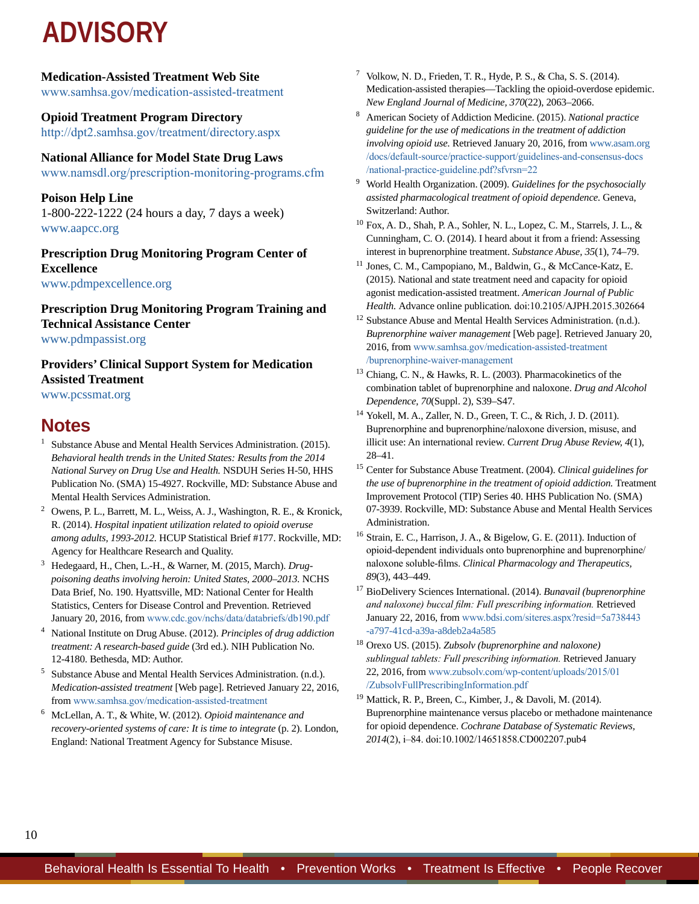**Medication-Assisted Treatment Web Site**
www.samhsa.gov/medication-assisted-treatment

**Opioid Treatment Program Directory**
http://dpt2.samhsa.gov/treatment/directory.aspx

**National Alliance for Model State Drug Laws**
www.namsdl.org/prescription-monitoring-programs.cfm

**Poison Help Line**
1-800-222-1222 (24 hours a day, 7 days a week)
www.aapcc.org

**Prescription Drug Monitoring Program Center of Excellence**
www.pdmpexcellence.org

**Prescription Drug Monitoring Program Training and Technical Assistance Center**
www.pdmpassist.org

**Providers' Clinical Support System for Medication Assisted Treatment**
www.pcssmat.org

## Notes

[1] Substance Abuse and Mental Health Services Administration. (2015). *Behavioral health trends in the United States: Results from the 2014 National Survey on Drug Use and Health.* NSDUH Series H-50, HHS Publication No. (SMA) 15-4927. Rockville, MD: Substance Abuse and Mental Health Services Administration.

[2] Owens, P. L., Barrett, M. L., Weiss, A. J., Washington, R. E., & Kronick, R. (2014). *Hospital inpatient utilization related to opioid overuse among adults, 1993-2012.* HCUP Statistical Brief #177. Rockville, MD: Agency for Healthcare Research and Quality.

[3] Hedegaard, H., Chen, L.-H., & Warner, M. (2015, March). *Drug-poisoning deaths involving heroin: United States, 2000–2013.* NCHS Data Brief, No. 190. Hyattsville, MD: National Center for Health Statistics, Centers for Disease Control and Prevention. Retrieved January 20, 2016, from www.cdc.gov/nchs/data/databriefs/db190.pdf

[4] National Institute on Drug Abuse. (2012). *Principles of drug addiction treatment: A research-based guide* (3rd ed.). NIH Publication No. 12-4180. Bethesda, MD: Author.

[5] Substance Abuse and Mental Health Services Administration. (n.d.). *Medication-assisted treatment* [Web page]. Retrieved January 22, 2016, from www.samhsa.gov/medication-assisted-treatment

[6] McLellan, A. T., & White, W. (2012). *Opioid maintenance and recovery-oriented systems of care: It is time to integrate* (p. 2). London, England: National Treatment Agency for Substance Misuse.

[7] Volkow, N. D., Frieden, T. R., Hyde, P. S., & Cha, S. S. (2014). Medication-assisted therapies—Tackling the opioid-overdose epidemic. *New England Journal of Medicine, 370*(22), 2063–2066.

[8] American Society of Addiction Medicine. (2015). *National practice guideline for the use of medications in the treatment of addiction involving opioid use.* Retrieved January 20, 2016, from www.asam.org/docs/default-source/practice-support/guidelines-and-consensus-docs/national-practice-guideline.pdf?sfvrsn=22

[9] World Health Organization. (2009). *Guidelines for the psychosocially assisted pharmacological treatment of opioid dependence.* Geneva, Switzerland: Author.

[10] Fox, A. D., Shah, P. A., Sohler, N. L., Lopez, C. M., Starrels, J. L., & Cunningham, C. O. (2014). I heard about it from a friend: Assessing interest in buprenorphine treatment. *Substance Abuse, 35*(1), 74–79.

[11] Jones, C. M., Campopiano, M., Baldwin, G., & McCance-Katz, E. (2015). National and state treatment need and capacity for opioid agonist medication-assisted treatment. *American Journal of Public Health.* Advance online publication. doi:10.2105/AJPH.2015.302664

[12] Substance Abuse and Mental Health Services Administration. (n.d.). *Buprenorphine waiver management* [Web page]. Retrieved January 20, 2016, from www.samhsa.gov/medication-assisted-treatment/buprenorphine-waiver-management

[13] Chiang, C. N., & Hawks, R. L. (2003). Pharmacokinetics of the combination tablet of buprenorphine and naloxone. *Drug and Alcohol Dependence, 70*(Suppl. 2), S39–S47.

[14] Yokell, M. A., Zaller, N. D., Green, T. C., & Rich, J. D. (2011). Buprenorphine and buprenorphine/naloxone diversion, misuse, and illicit use: An international review. *Current Drug Abuse Review, 4*(1), 28–41.

[15] Center for Substance Abuse Treatment. (2004). *Clinical guidelines for the use of buprenorphine in the treatment of opioid addiction.* Treatment Improvement Protocol (TIP) Series 40. HHS Publication No. (SMA) 07-3939. Rockville, MD: Substance Abuse and Mental Health Services Administration.

[16] Strain, E. C., Harrison, J. A., & Bigelow, G. E. (2011). Induction of opioid-dependent individuals onto buprenorphine and buprenorphine/naloxone soluble-films. *Clinical Pharmacology and Therapeutics, 89*(3), 443–449.

[17] BioDelivery Sciences International. (2014). *Bunavail (buprenorphine and naloxone) buccal film: Full prescribing information.* Retrieved January 22, 2016, from www.bdsi.com/siteres.aspx?resid=5a738443-a797-41cd-a39a-a8deb2a4a585

[18] Orexo US. (2015). *Zubsolv (buprenorphine and naloxone) sublingual tablets: Full prescribing information.* Retrieved January 22, 2016, from www.zubsolv.com/wp-content/uploads/2015/01/ZubsolvFullPrescribingInformation.pdf

[19] Mattick, R. P., Breen, C., Kimber, J., & Davoli, M. (2014). Buprenorphine maintenance versus placebo or methadone maintenance for opioid dependence. *Cochrane Database of Systematic Reviews, 2014*(2), i–84. doi:10.1002/14651858.CD002207.pub4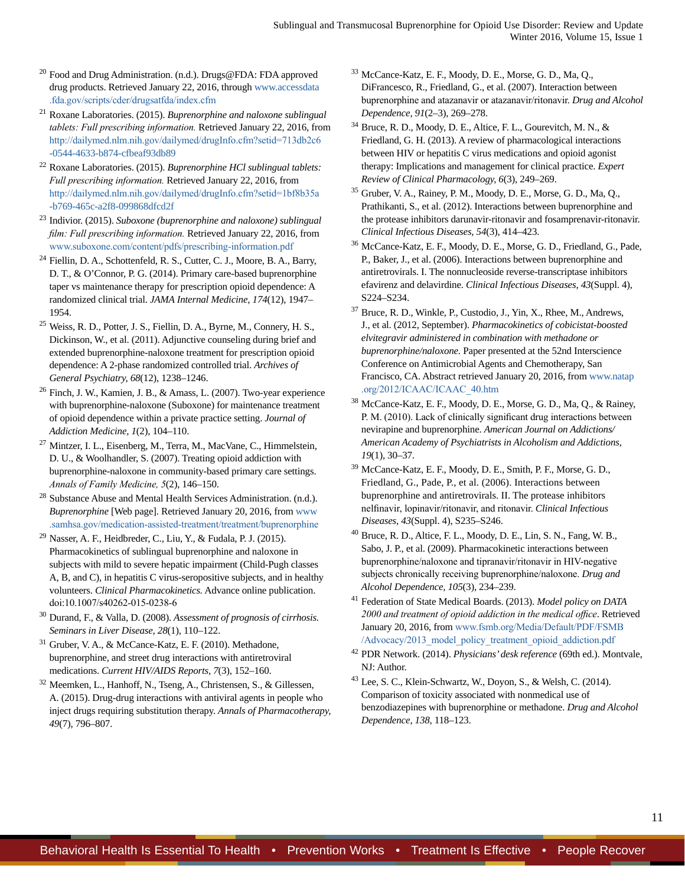[20] Food and Drug Administration. (n.d.). Drugs@FDA: FDA approved drug products. Retrieved January 22, 2016, through www.accessdata.fda.gov/scripts/cder/drugsatfda/index.cfm

[21] Roxane Laboratories. (2015). *Buprenorphine and naloxone sublingual tablets: Full prescribing information.* Retrieved January 22, 2016, from http://dailymed.nlm.nih.gov/dailymed/drugInfo.cfm?setid=713db2c6-0544-4633-b874-cfbeaf93db89

[22] Roxane Laboratories. (2015). *Buprenorphine HCl sublingual tablets: Full prescribing information.* Retrieved January 22, 2016, from http://dailymed.nlm.nih.gov/dailymed/drugInfo.cfm?setid=1bf8b35a-b769-465c-a2f8-099868dfcd2f

[23] Indivior. (2015). *Suboxone (buprenorphine and naloxone) sublingual film: Full prescribing information.* Retrieved January 22, 2016, from www.suboxone.com/content/pdfs/prescribing-information.pdf

[24] Fiellin, D. A., Schottenfeld, R. S., Cutter, C. J., Moore, B. A., Barry, D. T., & O'Connor, P. G. (2014). Primary care-based buprenorphine taper vs maintenance therapy for prescription opioid dependence: A randomized clinical trial. *JAMA Internal Medicine, 174*(12), 1947–1954.

[25] Weiss, R. D., Potter, J. S., Fiellin, D. A., Byrne, M., Connery, H. S., Dickinson, W., et al. (2011). Adjunctive counseling during brief and extended buprenorphine-naloxone treatment for prescription opioid dependence: A 2-phase randomized controlled trial. *Archives of General Psychiatry, 68*(12), 1238–1246.

[26] Finch, J. W., Kamien, J. B., & Amass, L. (2007). Two-year experience with buprenorphine-naloxone (Suboxone) for maintenance treatment of opioid dependence within a private practice setting. *Journal of Addiction Medicine, 1*(2), 104–110.

[27] Mintzer, I. L., Eisenberg, M., Terra, M., MacVane, C., Himmelstein, D. U., & Woolhandler, S. (2007). Treating opioid addiction with buprenorphine-naloxone in community-based primary care settings. *Annals of Family Medicine, 5*(2), 146–150.

[28] Substance Abuse and Mental Health Services Administration. (n.d.). *Buprenorphine* [Web page]. Retrieved January 20, 2016, from www.samhsa.gov/medication-assisted-treatment/treatment/buprenorphine

[29] Nasser, A. F., Heidbreder, C., Liu, Y., & Fudala, P. J. (2015). Pharmacokinetics of sublingual buprenorphine and naloxone in subjects with mild to severe hepatic impairment (Child-Pugh classes A, B, and C), in hepatitis C virus-seropositive subjects, and in healthy volunteers. *Clinical Pharmacokinetics.* Advance online publication. doi:10.1007/s40262-015-0238-6

[30] Durand, F., & Valla, D. (2008). *Assessment of prognosis of cirrhosis. Seminars in Liver Disease, 28*(1), 110–122.

[31] Gruber, V. A., & McCance-Katz, E. F. (2010). Methadone, buprenorphine, and street drug interactions with antiretroviral medications. *Current HIV/AIDS Reports, 7*(3), 152–160.

[32] Meemken, L., Hanhoff, N., Tseng, A., Christensen, S., & Gillessen, A. (2015). Drug-drug interactions with antiviral agents in people who inject drugs requiring substitution therapy. *Annals of Pharmacotherapy, 49*(7), 796–807.

[33] McCance-Katz, E. F., Moody, D. E., Morse, G. D., Ma, Q., DiFrancesco, R., Friedland, G., et al. (2007). Interaction between buprenorphine and atazanavir or atazanavir/ritonavir. *Drug and Alcohol Dependence, 91*(2–3), 269–278.

[34] Bruce, R. D., Moody, D. E., Altice, F. L., Gourevitch, M. N., & Friedland, G. H. (2013). A review of pharmacological interactions between HIV or hepatitis C virus medications and opioid agonist therapy: Implications and management for clinical practice. *Expert Review of Clinical Pharmacology, 6*(3), 249–269.

[35] Gruber, V. A., Rainey, P. M., Moody, D. E., Morse, G. D., Ma, Q., Prathikanti, S., et al. (2012). Interactions between buprenorphine and the protease inhibitors darunavir-ritonavir and fosamprenavir-ritonavir. *Clinical Infectious Diseases, 54*(3), 414–423.

[36] McCance-Katz, E. F., Moody, D. E., Morse, G. D., Friedland, G., Pade, P., Baker, J., et al. (2006). Interactions between buprenorphine and antiretrovirals. I. The nonnucleoside reverse-transcriptase inhibitors efavirenz and delavirdine. *Clinical Infectious Diseases, 43*(Suppl. 4), S224–S234.

[37] Bruce, R. D., Winkle, P., Custodio, J., Yin, X., Rhee, M., Andrews, J., et al. (2012, September). *Pharmacokinetics of cobicistat-boosted elvitegravir administered in combination with methadone or buprenorphine/naloxone.* Paper presented at the 52nd Interscience Conference on Antimicrobial Agents and Chemotherapy, San Francisco, CA. Abstract retrieved January 20, 2016, from www.natap.org/2012/ICAAC/ICAAC_40.htm

[38] McCance-Katz, E. F., Moody, D. E., Morse, G. D., Ma, Q., & Rainey, P. M. (2010). Lack of clinically significant drug interactions between nevirapine and buprenorphine. *American Journal on Addictions/American Academy of Psychiatrists in Alcoholism and Addictions, 19*(1), 30–37.

[39] McCance-Katz, E. F., Moody, D. E., Smith, P. F., Morse, G. D., Friedland, G., Pade, P., et al. (2006). Interactions between buprenorphine and antiretrovirals. II. The protease inhibitors nelfinavir, lopinavir/ritonavir, and ritonavir. *Clinical Infectious Diseases, 43*(Suppl. 4), S235–S246.

[40] Bruce, R. D., Altice, F. L., Moody, D. E., Lin, S. N., Fang, W. B., Sabo, J. P., et al. (2009). Pharmacokinetic interactions between buprenorphine/naloxone and tipranavir/ritonavir in HIV-negative subjects chronically receiving buprenorphine/naloxone. *Drug and Alcohol Dependence, 105*(3), 234–239.

[41] Federation of State Medical Boards. (2013). *Model policy on DATA 2000 and treatment of opioid addiction in the medical office*. Retrieved January 20, 2016, from www.fsmb.org/Media/Default/PDF/FSMB/Advocacy/2013_model_policy_treatment_opioid_addiction.pdf

[42] PDR Network. (2014). *Physicians' desk reference* (69th ed.). Montvale, NJ: Author.

[43] Lee, S. C., Klein-Schwartz, W., Doyon, S., & Welsh, C. (2014). Comparison of toxicity associated with nonmedical use of benzodiazepines with buprenorphine or methadone. *Drug and Alcohol Dependence, 138,* 118–123.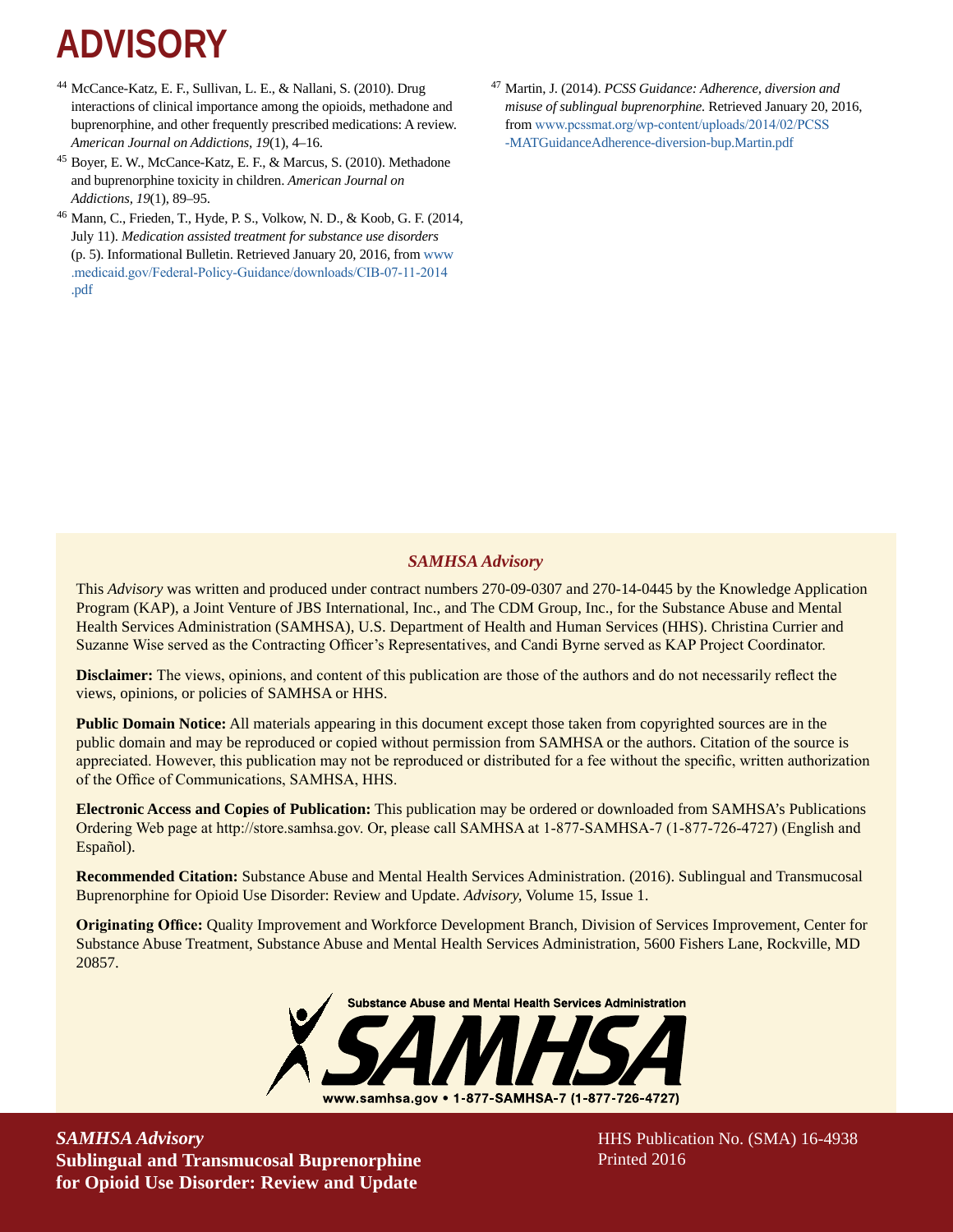[44] McCance-Katz, E. F., Sullivan, L. E., & Nallani, S. (2010). Drug interactions of clinical importance among the opioids, methadone and buprenorphine, and other frequently prescribed medications: A review. *American Journal on Addictions, 19*(1), 4–16.

[45] Boyer, E. W., McCance-Katz, E. F., & Marcus, S. (2010). Methadone and buprenorphine toxicity in children. *American Journal on Addictions, 19*(1), 89–95.

[46] Mann, C., Frieden, T., Hyde, P. S., Volkow, N. D., & Koob, G. F. (2014, July 11). *Medication assisted treatment for substance use disorders* (p. 5). Informational Bulletin. Retrieved January 20, 2016, from www.medicaid.gov/Federal-Policy-Guidance/downloads/CIB-07-11-2014.pdf

[47] Martin, J. (2014). *PCSS Guidance: Adherence, diversion and misuse of sublingual buprenorphine.* Retrieved January 20, 2016, from www.pcssmat.org/wp-content/uploads/2014/02/PCSS-MATGuidanceAdherence-diversion-bup.Martin.pdf

## *SAMHSA Advisory*

This *Advisory* was written and produced under contract numbers 270-09-0307 and 270-14-0445 by the Knowledge Application Program (KAP), a Joint Venture of JBS International, Inc., and The CDM Group, Inc., for the Substance Abuse and Mental Health Services Administration (SAMHSA), U.S. Department of Health and Human Services (HHS). Christina Currier and Suzanne Wise served as the Contracting Officer's Representatives, and Candi Byrne served as KAP Project Coordinator.

**Disclaimer:** The views, opinions, and content of this publication are those of the authors and do not necessarily reflect the views, opinions, or policies of SAMHSA or HHS.

**Public Domain Notice:** All materials appearing in this document except those taken from copyrighted sources are in the public domain and may be reproduced or copied without permission from SAMHSA or the authors. Citation of the source is appreciated. However, this publication may not be reproduced or distributed for a fee without the specific, written authorization of the Office of Communications, SAMHSA, HHS.

**Electronic Access and Copies of Publication:** This publication may be ordered or downloaded from SAMHSA's Publications Ordering Web page at http://store.samhsa.gov. Or, please call SAMHSA at 1-877-SAMHSA-7 (1-877-726-4727) (English and Español).

**Recommended Citation:** Substance Abuse and Mental Health Services Administration. (2016). Sublingual and Transmucosal Buprenorphine for Opioid Use Disorder: Review and Update. *Advisory,* Volume 15, Issue 1.

**Originating Office:** Quality Improvement and Workforce Development Branch, Division of Services Improvement, Center for Substance Abuse Treatment, Substance Abuse and Mental Health Services Administration, 5600 Fishers Lane, Rockville, MD 20857.

Substance Abuse and Mental Health Services Administration

SAMHSA

www.samhsa.gov • 1-877-SAMHSA-7 (1-877-726-4727)

***SAMHSA Advisory***
**Sublingual and Transmucosal Buprenorphine for Opioid Use Disorder: Review and Update**

HHS Publication No. (SMA) 16-4938
Printed 2016